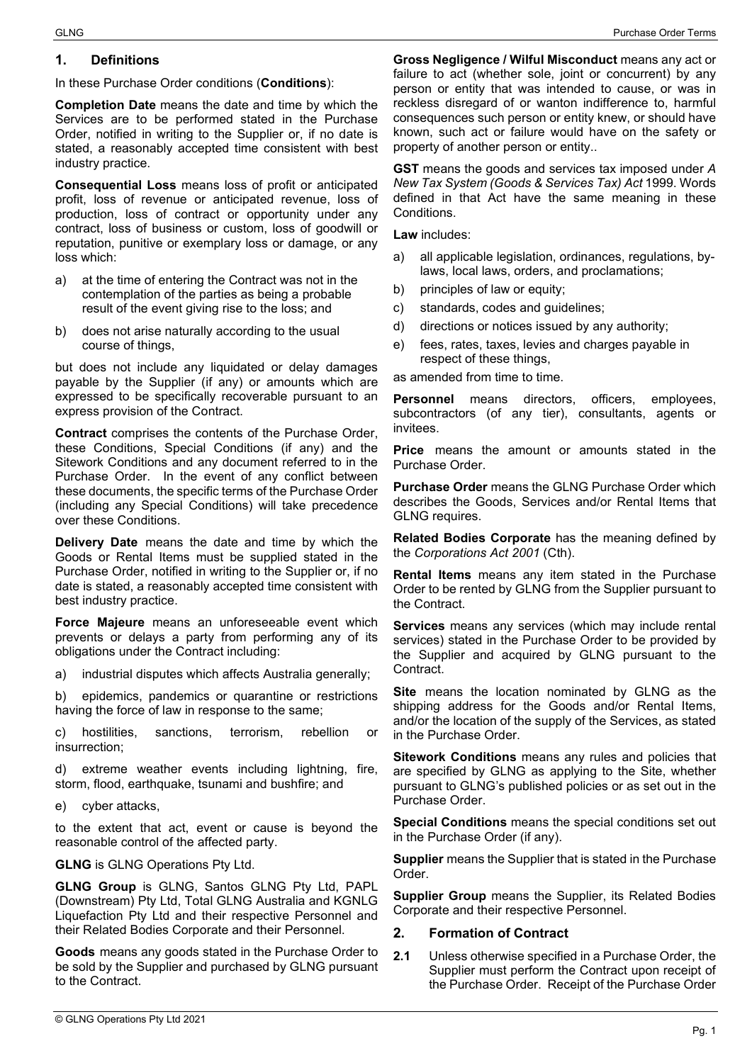## 1. Definitions

In these Purchase Order conditions (**Conditions**):

**Completion Date** means the date and time by which the Services are to be performed stated in the Purchase Order, notified in writing to the Supplier or, if no date is stated, a reasonably accepted time consistent with best industry practice.

**Consequential Loss** means loss of profit or anticipated profit, loss of revenue or anticipated revenue, loss of production, loss of contract or opportunity under any contract, loss of business or custom, loss of goodwill or reputation, punitive or exemplary loss or damage, or any loss which:

a) at the time of entering the Contract was not in the contemplation of the parties as being a probable result of the event giving rise to the loss; and

b) does not arise naturally according to the usual course of things,

but does not include any liquidated or delay damages payable by the Supplier (if any) or amounts which are expressed to be specifically recoverable pursuant to an express provision of the Contract.

**Contract** comprises the contents of the Purchase Order, these Conditions, Special Conditions (if any) and the Sitework Conditions and any document referred to in the Purchase Order. In the event of any conflict between these documents, the specific terms of the Purchase Order (including any Special Conditions) will take precedence over these Conditions.

**Delivery Date** means the date and time by which the Goods or Rental Items must be supplied stated in the Purchase Order, notified in writing to the Supplier or, if no date is stated, a reasonably accepted time consistent with best industry practice.

**Force Majeure** means an unforeseeable event which prevents or delays a party from performing any of its obligations under the Contract including:

a) industrial disputes which affects Australia generally;

b) epidemics, pandemics or quarantine or restrictions having the force of law in response to the same;

c) hostilities, sanctions, terrorism, rebellion or insurrection;

d) extreme weather events including lightning, fire, storm, flood, earthquake, tsunami and bushfire; and

e) cyber attacks,

to the extent that act, event or cause is beyond the reasonable control of the affected party.

**GLNG** is GLNG Operations Pty Ltd.

**GLNG Group** is GLNG, Santos GLNG Pty Ltd, PAPL (Downstream) Pty Ltd, Total GLNG Australia and KGNLG Liquefaction Pty Ltd and their respective Personnel and their Related Bodies Corporate and their Personnel.

**Goods** means any goods stated in the Purchase Order to be sold by the Supplier and purchased by GLNG pursuant to the Contract.

**Gross Negligence / Wilful Misconduct** means any act or failure to act (whether sole, joint or concurrent) by any person or entity that was intended to cause, or was in reckless disregard of or wanton indifference to, harmful consequences such person or entity knew, or should have known, such act or failure would have on the safety or property of another person or entity..

**GST** means the goods and services tax imposed under *A New Tax System (Goods & Services Tax) Act* 1999. Words defined in that Act have the same meaning in these Conditions.

**Law** includes:

a) all applicable legislation, ordinances, regulations, by-laws, local laws, orders, and proclamations;

b) principles of law or equity;

c) standards, codes and guidelines;

d) directions or notices issued by any authority;

e) fees, rates, taxes, levies and charges payable in respect of these things,

as amended from time to time.

**Personnel** means directors, officers, employees, subcontractors (of any tier), consultants, agents or invitees.

**Price** means the amount or amounts stated in the Purchase Order.

**Purchase Order** means the GLNG Purchase Order which describes the Goods, Services and/or Rental Items that GLNG requires.

**Related Bodies Corporate** has the meaning defined by the *Corporations Act 2001* (Cth).

**Rental Items** means any item stated in the Purchase Order to be rented by GLNG from the Supplier pursuant to the Contract.

**Services** means any services (which may include rental services) stated in the Purchase Order to be provided by the Supplier and acquired by GLNG pursuant to the Contract.

**Site** means the location nominated by GLNG as the shipping address for the Goods and/or Rental Items, and/or the location of the supply of the Services, as stated in the Purchase Order.

**Sitework Conditions** means any rules and policies that are specified by GLNG as applying to the Site, whether pursuant to GLNG's published policies or as set out in the Purchase Order.

**Special Conditions** means the special conditions set out in the Purchase Order (if any).

**Supplier** means the Supplier that is stated in the Purchase Order.

**Supplier Group** means the Supplier, its Related Bodies Corporate and their respective Personnel.

## 2. Formation of Contract

**2.1** Unless otherwise specified in a Purchase Order, the Supplier must perform the Contract upon receipt of the Purchase Order. Receipt of the Purchase Order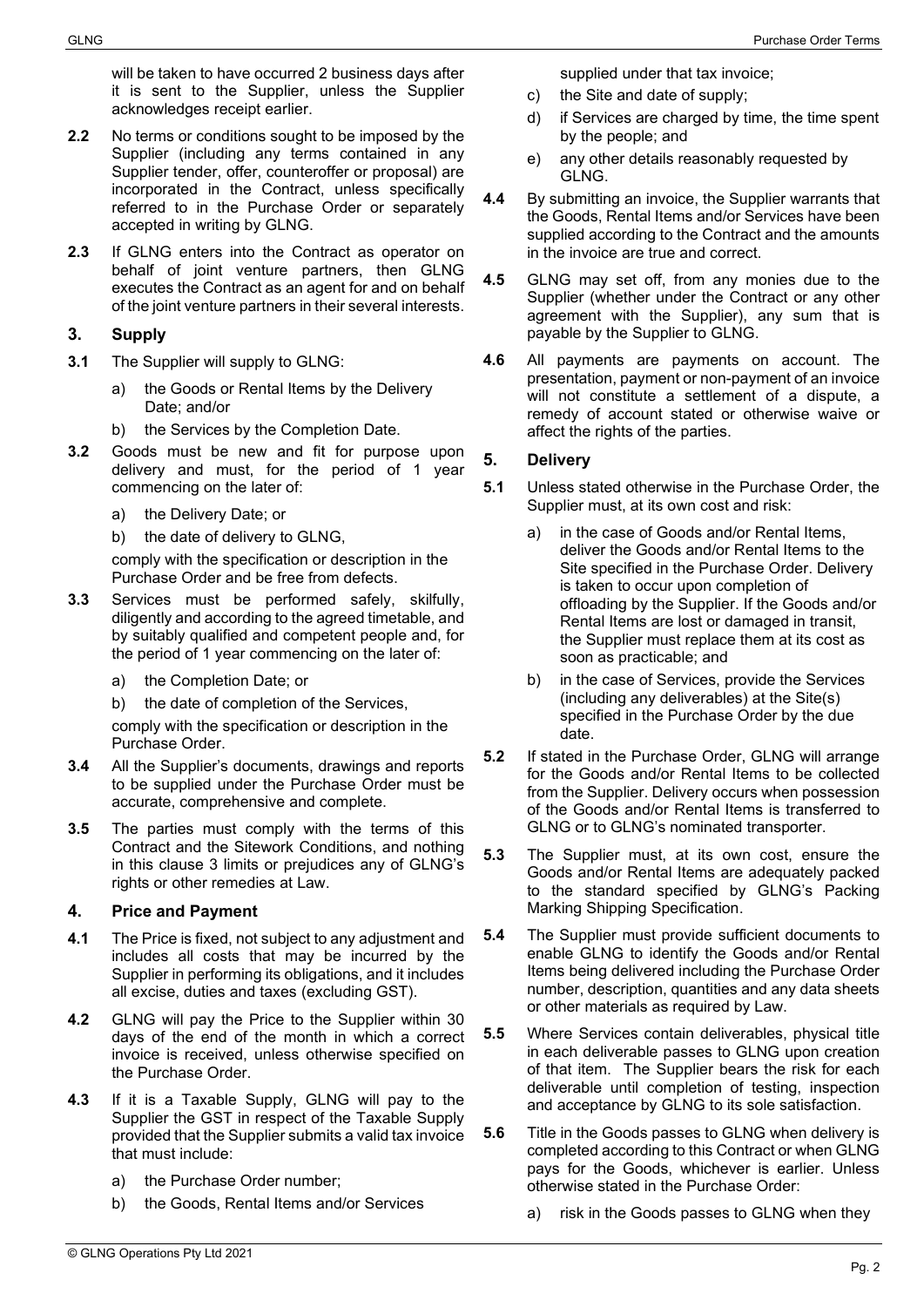will be taken to have occurred 2 business days after it is sent to the Supplier, unless the Supplier acknowledges receipt earlier.

**2.2** No terms or conditions sought to be imposed by the Supplier (including any terms contained in any Supplier tender, offer, counteroffer or proposal) are incorporated in the Contract, unless specifically referred to in the Purchase Order or separately accepted in writing by GLNG.

**2.3** If GLNG enters into the Contract as operator on behalf of joint venture partners, then GLNG executes the Contract as an agent for and on behalf of the joint venture partners in their several interests.

## 3. Supply

**3.1** The Supplier will supply to GLNG:

a) the Goods or Rental Items by the Delivery Date; and/or

b) the Services by the Completion Date.

**3.2** Goods must be new and fit for purpose upon delivery and must, for the period of 1 year commencing on the later of:

a) the Delivery Date; or

b) the date of delivery to GLNG,

comply with the specification or description in the Purchase Order and be free from defects.

**3.3** Services must be performed safely, skilfully, diligently and according to the agreed timetable, and by suitably qualified and competent people and, for the period of 1 year commencing on the later of:

a) the Completion Date; or

b) the date of completion of the Services,

comply with the specification or description in the Purchase Order.

**3.4** All the Supplier's documents, drawings and reports to be supplied under the Purchase Order must be accurate, comprehensive and complete.

**3.5** The parties must comply with the terms of this Contract and the Sitework Conditions, and nothing in this clause 3 limits or prejudices any of GLNG's rights or other remedies at Law.

## 4. Price and Payment

**4.1** The Price is fixed, not subject to any adjustment and includes all costs that may be incurred by the Supplier in performing its obligations, and it includes all excise, duties and taxes (excluding GST).

**4.2** GLNG will pay the Price to the Supplier within 30 days of the end of the month in which a correct invoice is received, unless otherwise specified on the Purchase Order.

**4.3** If it is a Taxable Supply, GLNG will pay to the Supplier the GST in respect of the Taxable Supply provided that the Supplier submits a valid tax invoice that must include:

a) the Purchase Order number;

b) the Goods, Rental Items and/or Services supplied under that tax invoice;

c) the Site and date of supply;

d) if Services are charged by time, the time spent by the people; and

e) any other details reasonably requested by GLNG.

**4.4** By submitting an invoice, the Supplier warrants that the Goods, Rental Items and/or Services have been supplied according to the Contract and the amounts in the invoice are true and correct.

**4.5** GLNG may set off, from any monies due to the Supplier (whether under the Contract or any other agreement with the Supplier), any sum that is payable by the Supplier to GLNG.

**4.6** All payments are payments on account. The presentation, payment or non-payment of an invoice will not constitute a settlement of a dispute, a remedy of account stated or otherwise waive or affect the rights of the parties.

## 5. Delivery

**5.1** Unless stated otherwise in the Purchase Order, the Supplier must, at its own cost and risk:

a) in the case of Goods and/or Rental Items, deliver the Goods and/or Rental Items to the Site specified in the Purchase Order. Delivery is taken to occur upon completion of offloading by the Supplier. If the Goods and/or Rental Items are lost or damaged in transit, the Supplier must replace them at its cost as soon as practicable; and

b) in the case of Services, provide the Services (including any deliverables) at the Site(s) specified in the Purchase Order by the due date.

**5.2** If stated in the Purchase Order, GLNG will arrange for the Goods and/or Rental Items to be collected from the Supplier. Delivery occurs when possession of the Goods and/or Rental Items is transferred to GLNG or to GLNG's nominated transporter.

**5.3** The Supplier must, at its own cost, ensure the Goods and/or Rental Items are adequately packed to the standard specified by GLNG's Packing Marking Shipping Specification.

**5.4** The Supplier must provide sufficient documents to enable GLNG to identify the Goods and/or Rental Items being delivered including the Purchase Order number, description, quantities and any data sheets or other materials as required by Law.

**5.5** Where Services contain deliverables, physical title in each deliverable passes to GLNG upon creation of that item. The Supplier bears the risk for each deliverable until completion of testing, inspection and acceptance by GLNG to its sole satisfaction.

**5.6** Title in the Goods passes to GLNG when delivery is completed according to this Contract or when GLNG pays for the Goods, whichever is earlier. Unless otherwise stated in the Purchase Order:

a) risk in the Goods passes to GLNG when they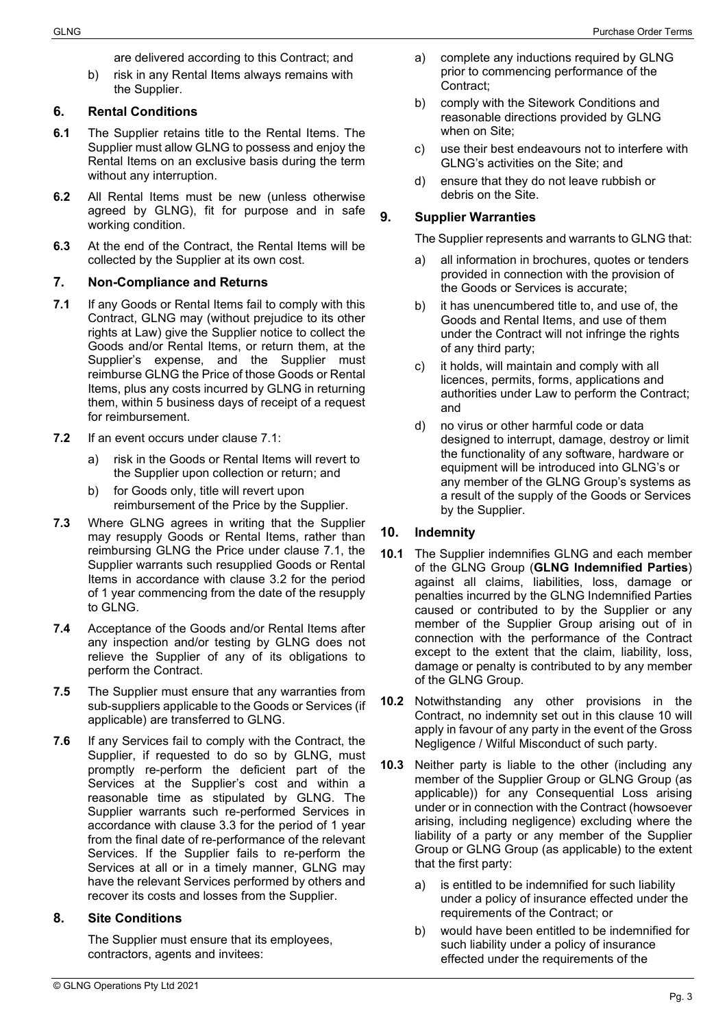are delivered according to this Contract; and

b) risk in any Rental Items always remains with the Supplier.

## 6. Rental Conditions

**6.1** The Supplier retains title to the Rental Items. The Supplier must allow GLNG to possess and enjoy the Rental Items on an exclusive basis during the term without any interruption.

**6.2** All Rental Items must be new (unless otherwise agreed by GLNG), fit for purpose and in safe working condition.

**6.3** At the end of the Contract, the Rental Items will be collected by the Supplier at its own cost.

## 7. Non-Compliance and Returns

**7.1** If any Goods or Rental Items fail to comply with this Contract, GLNG may (without prejudice to its other rights at Law) give the Supplier notice to collect the Goods and/or Rental Items, or return them, at the Supplier's expense, and the Supplier must reimburse GLNG the Price of those Goods or Rental Items, plus any costs incurred by GLNG in returning them, within 5 business days of receipt of a request for reimbursement.

**7.2** If an event occurs under clause 7.1:

a) risk in the Goods or Rental Items will revert to the Supplier upon collection or return; and

b) for Goods only, title will revert upon reimbursement of the Price by the Supplier.

**7.3** Where GLNG agrees in writing that the Supplier may resupply Goods or Rental Items, rather than reimbursing GLNG the Price under clause 7.1, the Supplier warrants such resupplied Goods or Rental Items in accordance with clause 3.2 for the period of 1 year commencing from the date of the resupply to GLNG.

**7.4** Acceptance of the Goods and/or Rental Items after any inspection and/or testing by GLNG does not relieve the Supplier of any of its obligations to perform the Contract.

**7.5** The Supplier must ensure that any warranties from sub-suppliers applicable to the Goods or Services (if applicable) are transferred to GLNG.

**7.6** If any Services fail to comply with the Contract, the Supplier, if requested to do so by GLNG, must promptly re-perform the deficient part of the Services at the Supplier's cost and within a reasonable time as stipulated by GLNG. The Supplier warrants such re-performed Services in accordance with clause 3.3 for the period of 1 year from the final date of re-performance of the relevant Services. If the Supplier fails to re-perform the Services at all or in a timely manner, GLNG may have the relevant Services performed by others and recover its costs and losses from the Supplier.

## 8. Site Conditions

The Supplier must ensure that its employees, contractors, agents and invitees:

a) complete any inductions required by GLNG prior to commencing performance of the Contract;

b) comply with the Sitework Conditions and reasonable directions provided by GLNG when on Site;

c) use their best endeavours not to interfere with GLNG's activities on the Site; and

d) ensure that they do not leave rubbish or debris on the Site.

## 9. Supplier Warranties

The Supplier represents and warrants to GLNG that:

a) all information in brochures, quotes or tenders provided in connection with the provision of the Goods or Services is accurate;

b) it has unencumbered title to, and use of, the Goods and Rental Items, and use of them under the Contract will not infringe the rights of any third party;

c) it holds, will maintain and comply with all licences, permits, forms, applications and authorities under Law to perform the Contract; and

d) no virus or other harmful code or data designed to interrupt, damage, destroy or limit the functionality of any software, hardware or equipment will be introduced into GLNG's or any member of the GLNG Group's systems as a result of the supply of the Goods or Services by the Supplier.

## 10. Indemnity

**10.1** The Supplier indemnifies GLNG and each member of the GLNG Group (**GLNG Indemnified Parties**) against all claims, liabilities, loss, damage or penalties incurred by the GLNG Indemnified Parties caused or contributed to by the Supplier or any member of the Supplier Group arising out of in connection with the performance of the Contract except to the extent that the claim, liability, loss, damage or penalty is contributed to by any member of the GLNG Group.

**10.2** Notwithstanding any other provisions in the Contract, no indemnity set out in this clause 10 will apply in favour of any party in the event of the Gross Negligence / Wilful Misconduct of such party.

**10.3** Neither party is liable to the other (including any member of the Supplier Group or GLNG Group (as applicable)) for any Consequential Loss arising under or in connection with the Contract (howsoever arising, including negligence) excluding where the liability of a party or any member of the Supplier Group or GLNG Group (as applicable) to the extent that the first party:

a) is entitled to be indemnified for such liability under a policy of insurance effected under the requirements of the Contract; or

b) would have been entitled to be indemnified for such liability under a policy of insurance effected under the requirements of the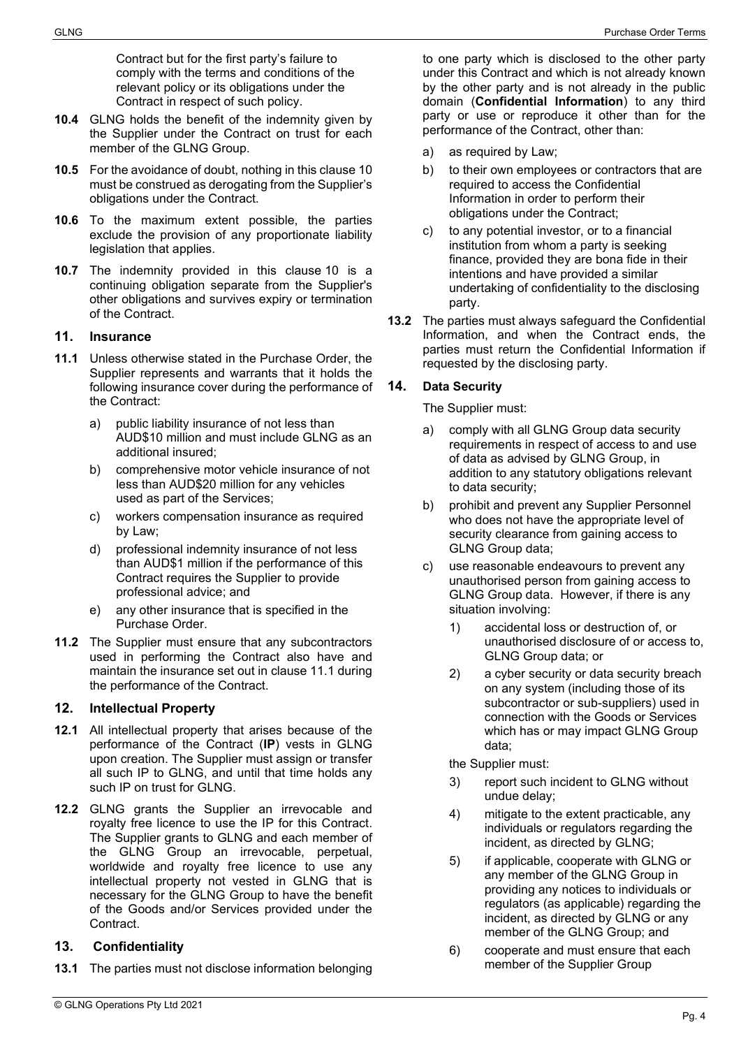Contract but for the first party's failure to comply with the terms and conditions of the relevant policy or its obligations under the Contract in respect of such policy.

**10.4** GLNG holds the benefit of the indemnity given by the Supplier under the Contract on trust for each member of the GLNG Group.

**10.5** For the avoidance of doubt, nothing in this clause 10 must be construed as derogating from the Supplier's obligations under the Contract.

**10.6** To the maximum extent possible, the parties exclude the provision of any proportionate liability legislation that applies.

**10.7** The indemnity provided in this clause 10 is a continuing obligation separate from the Supplier's other obligations and survives expiry or termination of the Contract.

## 11. Insurance

**11.1** Unless otherwise stated in the Purchase Order, the Supplier represents and warrants that it holds the following insurance cover during the performance of the Contract:

a) public liability insurance of not less than AUD$10 million and must include GLNG as an additional insured;

b) comprehensive motor vehicle insurance of not less than AUD$20 million for any vehicles used as part of the Services;

c) workers compensation insurance as required by Law;

d) professional indemnity insurance of not less than AUD$1 million if the performance of this Contract requires the Supplier to provide professional advice; and

e) any other insurance that is specified in the Purchase Order.

**11.2** The Supplier must ensure that any subcontractors used in performing the Contract also have and maintain the insurance set out in clause 11.1 during the performance of the Contract.

## 12. Intellectual Property

**12.1** All intellectual property that arises because of the performance of the Contract (**IP**) vests in GLNG upon creation. The Supplier must assign or transfer all such IP to GLNG, and until that time holds any such IP on trust for GLNG.

**12.2** GLNG grants the Supplier an irrevocable and royalty free licence to use the IP for this Contract. The Supplier grants to GLNG and each member of the GLNG Group an irrevocable, perpetual, worldwide and royalty free licence to use any intellectual property not vested in GLNG that is necessary for the GLNG Group to have the benefit of the Goods and/or Services provided under the Contract.

## 13. Confidentiality

**13.1** The parties must not disclose information belonging to one party which is disclosed to the other party under this Contract and which is not already known by the other party and is not already in the public domain (**Confidential Information**) to any third party or use or reproduce it other than for the performance of the Contract, other than:

a) as required by Law;

b) to their own employees or contractors that are required to access the Confidential Information in order to perform their obligations under the Contract;

c) to any potential investor, or to a financial institution from whom a party is seeking finance, provided they are bona fide in their intentions and have provided a similar undertaking of confidentiality to the disclosing party.

**13.2** The parties must always safeguard the Confidential Information, and when the Contract ends, the parties must return the Confidential Information if requested by the disclosing party.

## 14. Data Security

The Supplier must:

a) comply with all GLNG Group data security requirements in respect of access to and use of data as advised by GLNG Group, in addition to any statutory obligations relevant to data security;

b) prohibit and prevent any Supplier Personnel who does not have the appropriate level of security clearance from gaining access to GLNG Group data;

c) use reasonable endeavours to prevent any unauthorised person from gaining access to GLNG Group data. However, if there is any situation involving:

1) accidental loss or destruction of, or unauthorised disclosure of or access to, GLNG Group data; or

2) a cyber security or data security breach on any system (including those of its subcontractor or sub-suppliers) used in connection with the Goods or Services which has or may impact GLNG Group data;

the Supplier must:

3) report such incident to GLNG without undue delay;

4) mitigate to the extent practicable, any individuals or regulators regarding the incident, as directed by GLNG;

5) if applicable, cooperate with GLNG or any member of the GLNG Group in providing any notices to individuals or regulators (as applicable) regarding the incident, as directed by GLNG or any member of the GLNG Group; and

6) cooperate and must ensure that each member of the Supplier Group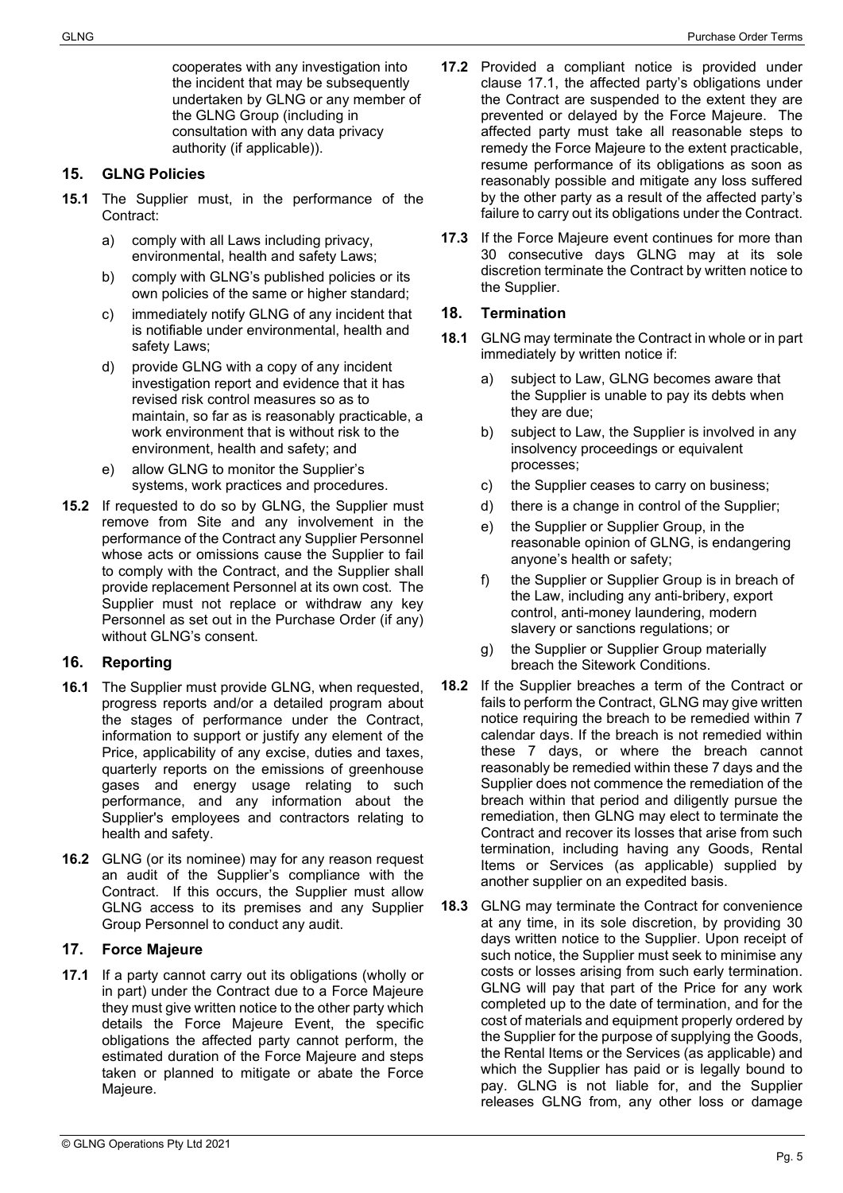cooperates with any investigation into the incident that may be subsequently undertaken by GLNG or any member of the GLNG Group (including in consultation with any data privacy authority (if applicable)).

## 15. GLNG Policies

**15.1** The Supplier must, in the performance of the Contract:

a) comply with all Laws including privacy, environmental, health and safety Laws;

b) comply with GLNG's published policies or its own policies of the same or higher standard;

c) immediately notify GLNG of any incident that is notifiable under environmental, health and safety Laws;

d) provide GLNG with a copy of any incident investigation report and evidence that it has revised risk control measures so as to maintain, so far as is reasonably practicable, a work environment that is without risk to the environment, health and safety; and

e) allow GLNG to monitor the Supplier's systems, work practices and procedures.

**15.2** If requested to do so by GLNG, the Supplier must remove from Site and any involvement in the performance of the Contract any Supplier Personnel whose acts or omissions cause the Supplier to fail to comply with the Contract, and the Supplier shall provide replacement Personnel at its own cost. The Supplier must not replace or withdraw any key Personnel as set out in the Purchase Order (if any) without GLNG's consent.

## 16. Reporting

**16.1** The Supplier must provide GLNG, when requested, progress reports and/or a detailed program about the stages of performance under the Contract, information to support or justify any element of the Price, applicability of any excise, duties and taxes, quarterly reports on the emissions of greenhouse gases and energy usage relating to such performance, and any information about the Supplier's employees and contractors relating to health and safety.

**16.2** GLNG (or its nominee) may for any reason request an audit of the Supplier's compliance with the Contract. If this occurs, the Supplier must allow GLNG access to its premises and any Supplier Group Personnel to conduct any audit.

## 17. Force Majeure

**17.1** If a party cannot carry out its obligations (wholly or in part) under the Contract due to a Force Majeure they must give written notice to the other party which details the Force Majeure Event, the specific obligations the affected party cannot perform, the estimated duration of the Force Majeure and steps taken or planned to mitigate or abate the Force Majeure.

**17.2** Provided a compliant notice is provided under clause 17.1, the affected party's obligations under the Contract are suspended to the extent they are prevented or delayed by the Force Majeure. The affected party must take all reasonable steps to remedy the Force Majeure to the extent practicable, resume performance of its obligations as soon as reasonably possible and mitigate any loss suffered by the other party as a result of the affected party's failure to carry out its obligations under the Contract.

**17.3** If the Force Majeure event continues for more than 30 consecutive days GLNG may at its sole discretion terminate the Contract by written notice to the Supplier.

## 18. Termination

**18.1** GLNG may terminate the Contract in whole or in part immediately by written notice if:

a) subject to Law, GLNG becomes aware that the Supplier is unable to pay its debts when they are due;

b) subject to Law, the Supplier is involved in any insolvency proceedings or equivalent processes;

c) the Supplier ceases to carry on business;

d) there is a change in control of the Supplier;

e) the Supplier or Supplier Group, in the reasonable opinion of GLNG, is endangering anyone's health or safety;

f) the Supplier or Supplier Group is in breach of the Law, including any anti-bribery, export control, anti-money laundering, modern slavery or sanctions regulations; or

g) the Supplier or Supplier Group materially breach the Sitework Conditions.

**18.2** If the Supplier breaches a term of the Contract or fails to perform the Contract, GLNG may give written notice requiring the breach to be remedied within 7 calendar days. If the breach is not remedied within these 7 days, or where the breach cannot reasonably be remedied within these 7 days and the Supplier does not commence the remediation of the breach within that period and diligently pursue the remediation, then GLNG may elect to terminate the Contract and recover its losses that arise from such termination, including having any Goods, Rental Items or Services (as applicable) supplied by another supplier on an expedited basis.

**18.3** GLNG may terminate the Contract for convenience at any time, in its sole discretion, by providing 30 days written notice to the Supplier. Upon receipt of such notice, the Supplier must seek to minimise any costs or losses arising from such early termination. GLNG will pay that part of the Price for any work completed up to the date of termination, and for the cost of materials and equipment properly ordered by the Supplier for the purpose of supplying the Goods, the Rental Items or the Services (as applicable) and which the Supplier has paid or is legally bound to pay. GLNG is not liable for, and the Supplier releases GLNG from, any other loss or damage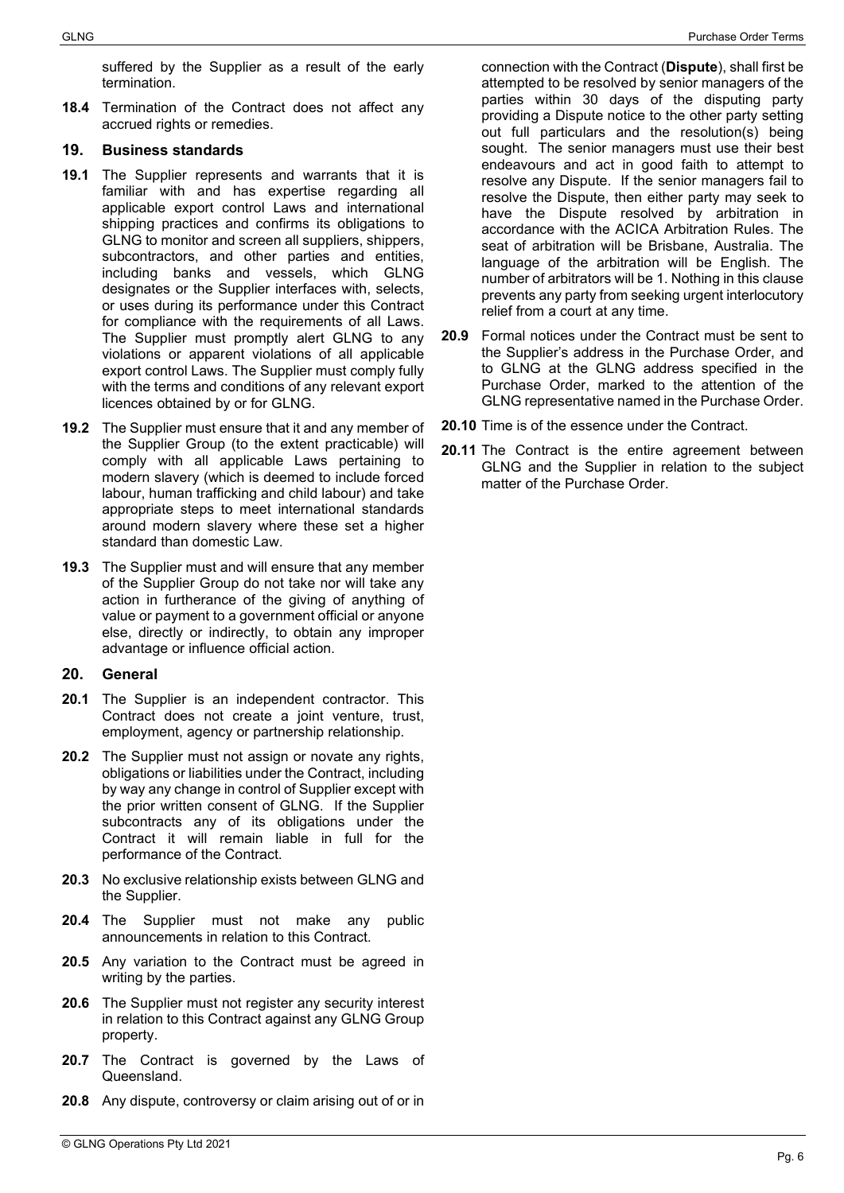suffered by the Supplier as a result of the early termination.

**18.4** Termination of the Contract does not affect any accrued rights or remedies.

## 19. Business standards

**19.1** The Supplier represents and warrants that it is familiar with and has expertise regarding all applicable export control Laws and international shipping practices and confirms its obligations to GLNG to monitor and screen all suppliers, shippers, subcontractors, and other parties and entities, including banks and vessels, which GLNG designates or the Supplier interfaces with, selects, or uses during its performance under this Contract for compliance with the requirements of all Laws. The Supplier must promptly alert GLNG to any violations or apparent violations of all applicable export control Laws. The Supplier must comply fully with the terms and conditions of any relevant export licences obtained by or for GLNG.

**19.2** The Supplier must ensure that it and any member of the Supplier Group (to the extent practicable) will comply with all applicable Laws pertaining to modern slavery (which is deemed to include forced labour, human trafficking and child labour) and take appropriate steps to meet international standards around modern slavery where these set a higher standard than domestic Law.

**19.3** The Supplier must and will ensure that any member of the Supplier Group do not take nor will take any action in furtherance of the giving of anything of value or payment to a government official or anyone else, directly or indirectly, to obtain any improper advantage or influence official action.

## 20. General

**20.1** The Supplier is an independent contractor. This Contract does not create a joint venture, trust, employment, agency or partnership relationship.

**20.2** The Supplier must not assign or novate any rights, obligations or liabilities under the Contract, including by way any change in control of Supplier except with the prior written consent of GLNG. If the Supplier subcontracts any of its obligations under the Contract it will remain liable in full for the performance of the Contract.

**20.3** No exclusive relationship exists between GLNG and the Supplier.

**20.4** The Supplier must not make any public announcements in relation to this Contract.

**20.5** Any variation to the Contract must be agreed in writing by the parties.

**20.6** The Supplier must not register any security interest in relation to this Contract against any GLNG Group property.

**20.7** The Contract is governed by the Laws of Queensland.

**20.8** Any dispute, controversy or claim arising out of or in connection with the Contract (**Dispute**), shall first be attempted to be resolved by senior managers of the parties within 30 days of the disputing party providing a Dispute notice to the other party setting out full particulars and the resolution(s) being sought. The senior managers must use their best endeavours and act in good faith to attempt to resolve any Dispute. If the senior managers fail to resolve the Dispute, then either party may seek to have the Dispute resolved by arbitration in accordance with the ACICA Arbitration Rules. The seat of arbitration will be Brisbane, Australia. The language of the arbitration will be English. The number of arbitrators will be 1. Nothing in this clause prevents any party from seeking urgent interlocutory relief from a court at any time.

**20.9** Formal notices under the Contract must be sent to the Supplier's address in the Purchase Order, and to GLNG at the GLNG address specified in the Purchase Order, marked to the attention of the GLNG representative named in the Purchase Order.

**20.10** Time is of the essence under the Contract.

**20.11** The Contract is the entire agreement between GLNG and the Supplier in relation to the subject matter of the Purchase Order.

© GLNG Operations Pty Ltd 2021